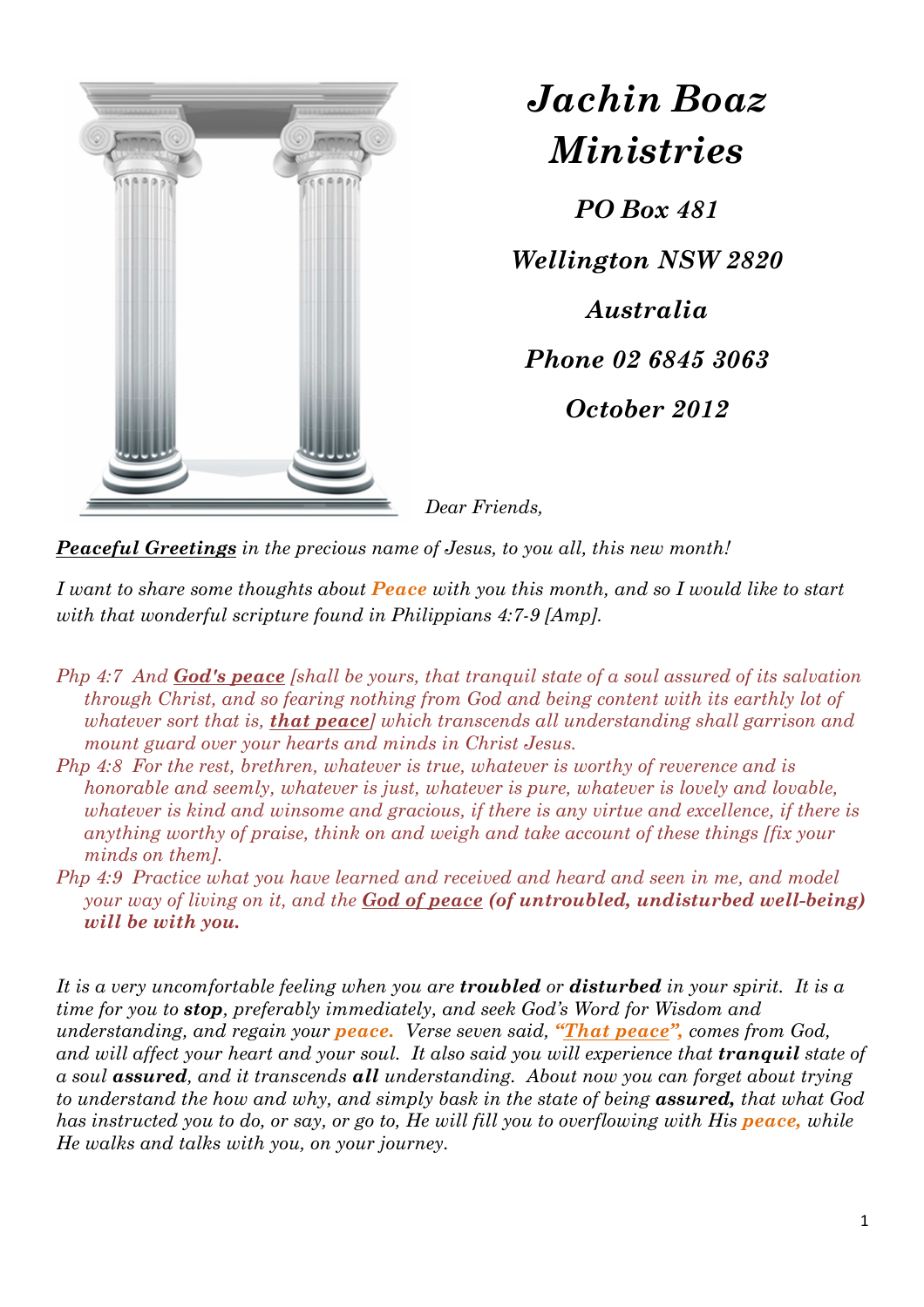# *Jachin Boaz Ministries*

***PO Box 481***

***Wellington NSW 2820***

***Australia***

***Phone 02 6845 3063***

***October 2012***

*Dear Friends,*

***Peaceful Greetings*** *in the precious name of Jesus, to you all, this new month!*

*I want to share some thoughts about* ***Peace*** *with you this month, and so I would like to start with that wonderful scripture found in Philippians 4:7-9 [Amp].*

*Php 4:7 And* ***God's peace*** *[shall be yours, that tranquil state of a soul assured of its salvation through Christ, and so fearing nothing from God and being content with its earthly lot of whatever sort that is,* ***that peace****] which transcends all understanding shall garrison and mount guard over your hearts and minds in Christ Jesus.*

*Php 4:8 For the rest, brethren, whatever is true, whatever is worthy of reverence and is honorable and seemly, whatever is just, whatever is pure, whatever is lovely and lovable, whatever is kind and winsome and gracious, if there is any virtue and excellence, if there is anything worthy of praise, think on and weigh and take account of these things [fix your minds on them].*

*Php 4:9 Practice what you have learned and received and heard and seen in me, and model your way of living on it, and the* ***God of peace*** ***(of untroubled, undisturbed well-being) will be with you.***

*It is a very uncomfortable feeling when you are* ***troubled*** *or* ***disturbed*** *in your spirit. It is a time for you to* ***stop****, preferably immediately, and seek God's Word for Wisdom and understanding, and regain your* ***peace.*** *Verse seven said,* ***"That peace",*** *comes from God, and will affect your heart and your soul. It also said you will experience that* ***tranquil*** *state of a soul* ***assured****, and it transcends* ***all*** *understanding. About now you can forget about trying to understand the how and why, and simply bask in the state of being* ***assured,*** *that what God has instructed you to do, or say, or go to, He will fill you to overflowing with His* ***peace,*** *while He walks and talks with you, on your journey.*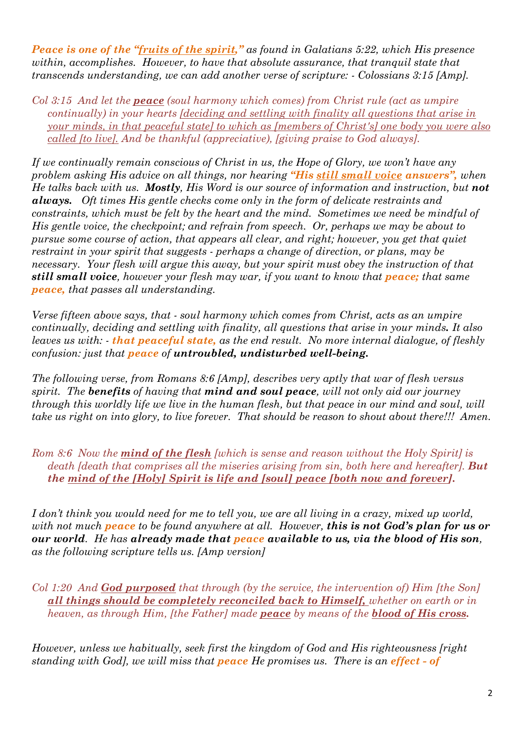*Peace is one of the "fruits of the spirit," as found in Galatians 5:22, which His presence within, accomplishes. However, to have that absolute assurance, that tranquil state that transcends understanding, we can add another verse of scripture: - Colossians 3:15 [Amp].*

*Col 3:15 And let the **peace** (soul harmony which comes) from Christ rule (act as umpire continually) in your hearts [deciding and settling with finality all questions that arise in your minds, in that peaceful state] to which as [members of Christ's] one body you were also called [to live]. And be thankful (appreciative), [giving praise to God always].*

*If we continually remain conscious of Christ in us, the Hope of Glory, we won't have any problem asking His advice on all things, nor hearing **"His still small voice answers",** when He talks back with us. **Mostly**, His Word is our source of information and instruction, but **not always.** Oft times His gentle checks come only in the form of delicate restraints and constraints, which must be felt by the heart and the mind. Sometimes we need be mindful of His gentle voice, the checkpoint; and refrain from speech. Or, perhaps we may be about to pursue some course of action, that appears all clear, and right; however, you get that quiet restraint in your spirit that suggests - perhaps a change of direction, or plans, may be necessary. Your flesh will argue this away, but your spirit must obey the instruction of that **still small voice**, however your flesh may war, if you want to know that **peace;** that same **peace,** that passes all understanding.*

*Verse fifteen above says, that - soul harmony which comes from Christ, acts as an umpire continually, deciding and settling with finality, all questions that arise in your minds. It also leaves us with: - **that peaceful state,** as the end result. No more internal dialogue, of fleshly confusion: just that **peace** of **untroubled, undisturbed well-being.***

*The following verse, from Romans 8:6 [Amp], describes very aptly that war of flesh versus spirit. The **benefits** of having that **mind and soul peace**, will not only aid our journey through this worldly life we live in the human flesh, but that peace in our mind and soul, will take us right on into glory, to live forever. That should be reason to shout about there!!! Amen.*

*Rom 8:6 Now the **mind of the flesh** [which is sense and reason without the Holy Spirit] is death [death that comprises all the miseries arising from sin, both here and hereafter]. **But the mind of the [Holy] Spirit is life and [soul] peace [both now and forever].***

*I don't think you would need for me to tell you, we are all living in a crazy, mixed up world, with not much **peace** to be found anywhere at all. However, **this is not God's plan for us or our world**. He has **already made that peace available to us, via the blood of His son**, as the following scripture tells us. [Amp version]*

*Col 1:20 And **God purposed** that through (by the service, the intervention of) Him [the Son] **all things should be completely reconciled back to Himself,** whether on earth or in heaven, as through Him, [the Father] made **peace** by means of the **blood of His cross.***

*However, unless we habitually, seek first the kingdom of God and His righteousness [right standing with God], we will miss that **peace** He promises us. There is an **effect - of***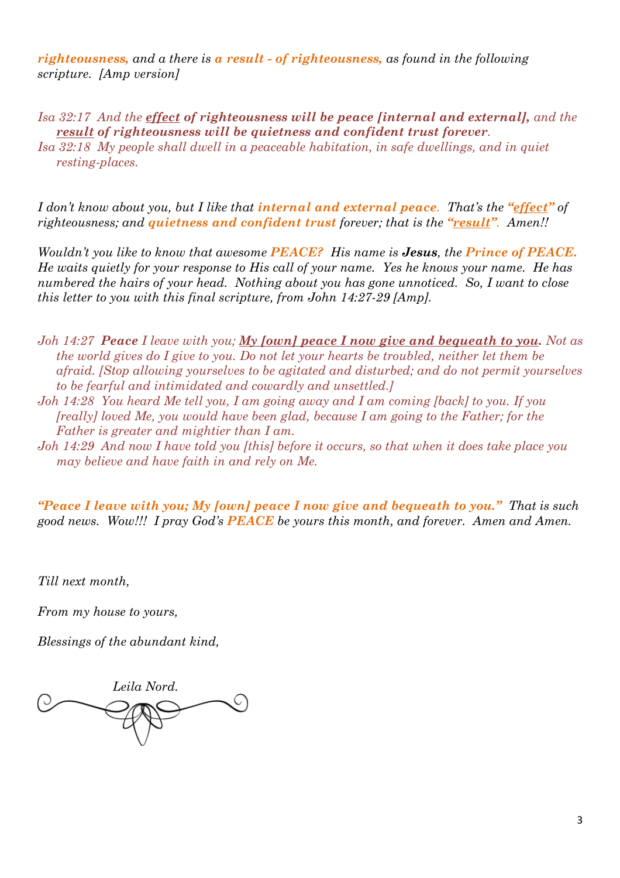*righteousness, and a there is **a result - of righteousness,** as found in the following scripture. [Amp version]*

*Isa 32:17 And the **effect of righteousness will be peace [internal and external],** and the **result of righteousness will be quietness and confident trust forever**.*
*Isa 32:18 My people shall dwell in a peaceable habitation, in safe dwellings, and in quiet resting-places.*

*I don't know about you, but I like that **internal and external peace**. That's the **"effect"** of righteousness; and **quietness and confident trust** forever; that is the **"result"**. Amen!!*

*Wouldn't you like to know that awesome **PEACE?** His name is **Jesus**, the **Prince of PEACE.** He waits quietly for your response to His call of your name. Yes he knows your name. He has numbered the hairs of your head. Nothing about you has gone unnoticed. So, I want to close this letter to you with this final scripture, from John 14:27-29 [Amp].*

*Joh 14:27 **Peace** I leave with you; **My [own] peace I now give and bequeath to you.** Not as the world gives do I give to you. Do not let your hearts be troubled, neither let them be afraid. [Stop allowing yourselves to be agitated and disturbed; and do not permit yourselves to be fearful and intimidated and cowardly and unsettled.]*
*Joh 14:28 You heard Me tell you, I am going away and I am coming [back] to you. If you [really] loved Me, you would have been glad, because I am going to the Father; for the Father is greater and mightier than I am.*
*Joh 14:29 And now I have told you [this] before it occurs, so that when it does take place you may believe and have faith in and rely on Me.*

***"Peace I leave with you; My [own] peace I now give and bequeath to you."** That is such good news. Wow!!! I pray God's **PEACE** be yours this month, and forever. Amen and Amen.*

*Till next month,*

*From my house to yours,*

*Blessings of the abundant kind,*

*Leila Nord.*